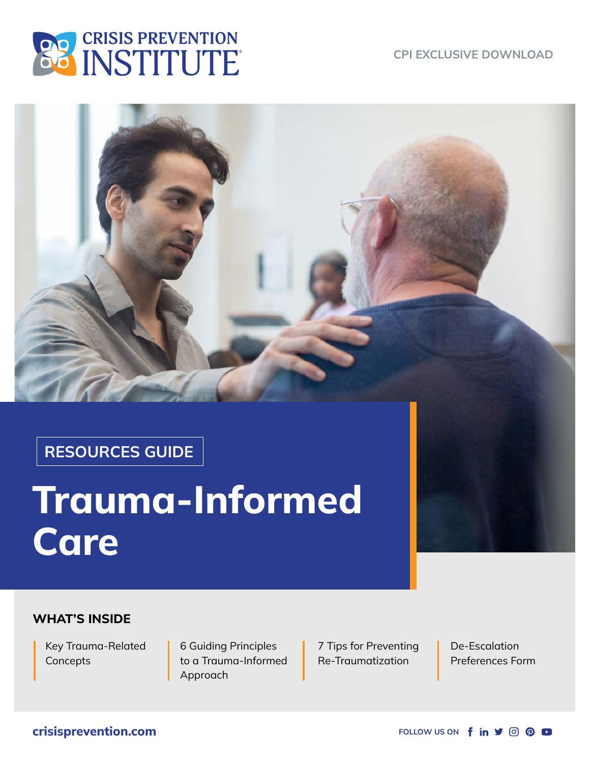CRISIS PREVENTION INSTITUTE

CPI EXCLUSIVE DOWNLOAD

RESOURCES GUIDE

# Trauma-Informed Care

## WHAT'S INSIDE

- Key Trauma-Related Concepts
- 6 Guiding Principles to a Trauma-Informed Approach
- 7 Tips for Preventing Re-Traumatization
- De-Escalation Preferences Form

crisisprevention.com

FOLLOW US ON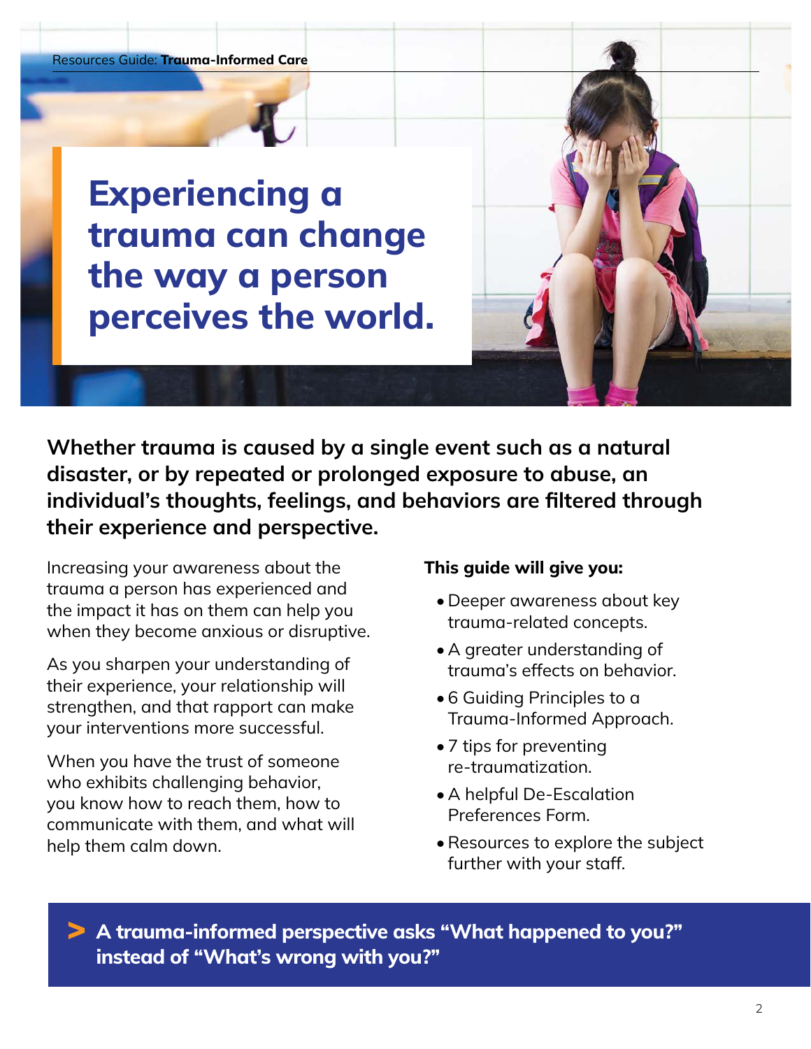# Experiencing a trauma can change the way a person perceives the world.

**Whether trauma is caused by a single event such as a natural disaster, or by repeated or prolonged exposure to abuse, an individual's thoughts, feelings, and behaviors are filtered through their experience and perspective.**

Increasing your awareness about the trauma a person has experienced and the impact it has on them can help you when they become anxious or disruptive.

As you sharpen your understanding of their experience, your relationship will strengthen, and that rapport can make your interventions more successful.

When you have the trust of someone who exhibits challenging behavior, you know how to reach them, how to communicate with them, and what will help them calm down.

**This guide will give you:**

- Deeper awareness about key trauma-related concepts.
- A greater understanding of trauma's effects on behavior.
- 6 Guiding Principles to a Trauma-Informed Approach.
- 7 tips for preventing re-traumatization.
- A helpful De-Escalation Preferences Form.
- Resources to explore the subject further with your staff.

> **A trauma-informed perspective asks "What happened to you?" instead of "What's wrong with you?"**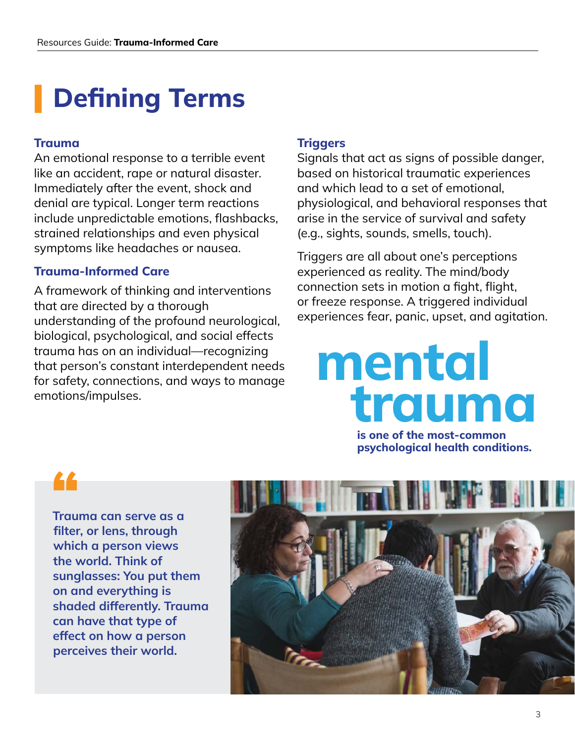# Defining Terms

### Trauma

An emotional response to a terrible event like an accident, rape or natural disaster. Immediately after the event, shock and denial are typical. Longer term reactions include unpredictable emotions, flashbacks, strained relationships and even physical symptoms like headaches or nausea.

### Trauma-Informed Care

A framework of thinking and interventions that are directed by a thorough understanding of the profound neurological, biological, psychological, and social effects trauma has on an individual—recognizing that person's constant interdependent needs for safety, connections, and ways to manage emotions/impulses.

### Triggers

Signals that act as signs of possible danger, based on historical traumatic experiences and which lead to a set of emotional, physiological, and behavioral responses that arise in the service of survival and safety (e.g., sights, sounds, smells, touch).

Triggers are all about one's perceptions experienced as reality. The mind/body connection sets in motion a fight, flight, or freeze response. A triggered individual experiences fear, panic, upset, and agitation.

**mental trauma**

**is one of the most-common psychological health conditions.**

> **Trauma can serve as a filter, or lens, through which a person views the world. Think of sunglasses: You put them on and everything is shaded differently. Trauma can have that type of effect on how a person perceives their world.**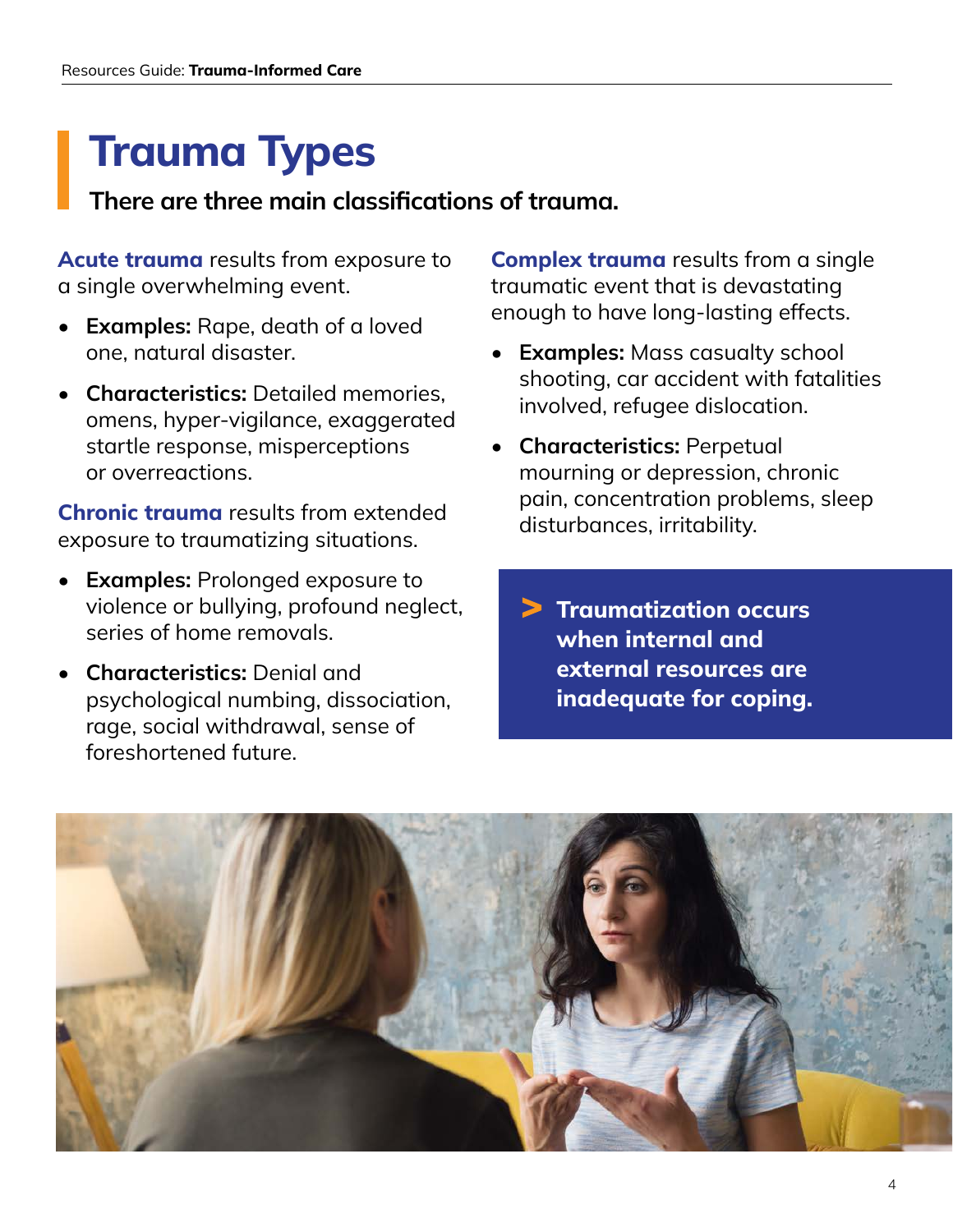# Trauma Types

**There are three main classifications of trauma.**

**Acute trauma** results from exposure to a single overwhelming event.

- **Examples:** Rape, death of a loved one, natural disaster.
- **Characteristics:** Detailed memories, omens, hyper-vigilance, exaggerated startle response, misperceptions or overreactions.

**Chronic trauma** results from extended exposure to traumatizing situations.

- **Examples:** Prolonged exposure to violence or bullying, profound neglect, series of home removals.
- **Characteristics:** Denial and psychological numbing, dissociation, rage, social withdrawal, sense of foreshortened future.

**Complex trauma** results from a single traumatic event that is devastating enough to have long-lasting effects.

- **Examples:** Mass casualty school shooting, car accident with fatalities involved, refugee dislocation.
- **Characteristics:** Perpetual mourning or depression, chronic pain, concentration problems, sleep disturbances, irritability.

> **Traumatization occurs when internal and external resources are inadequate for coping.**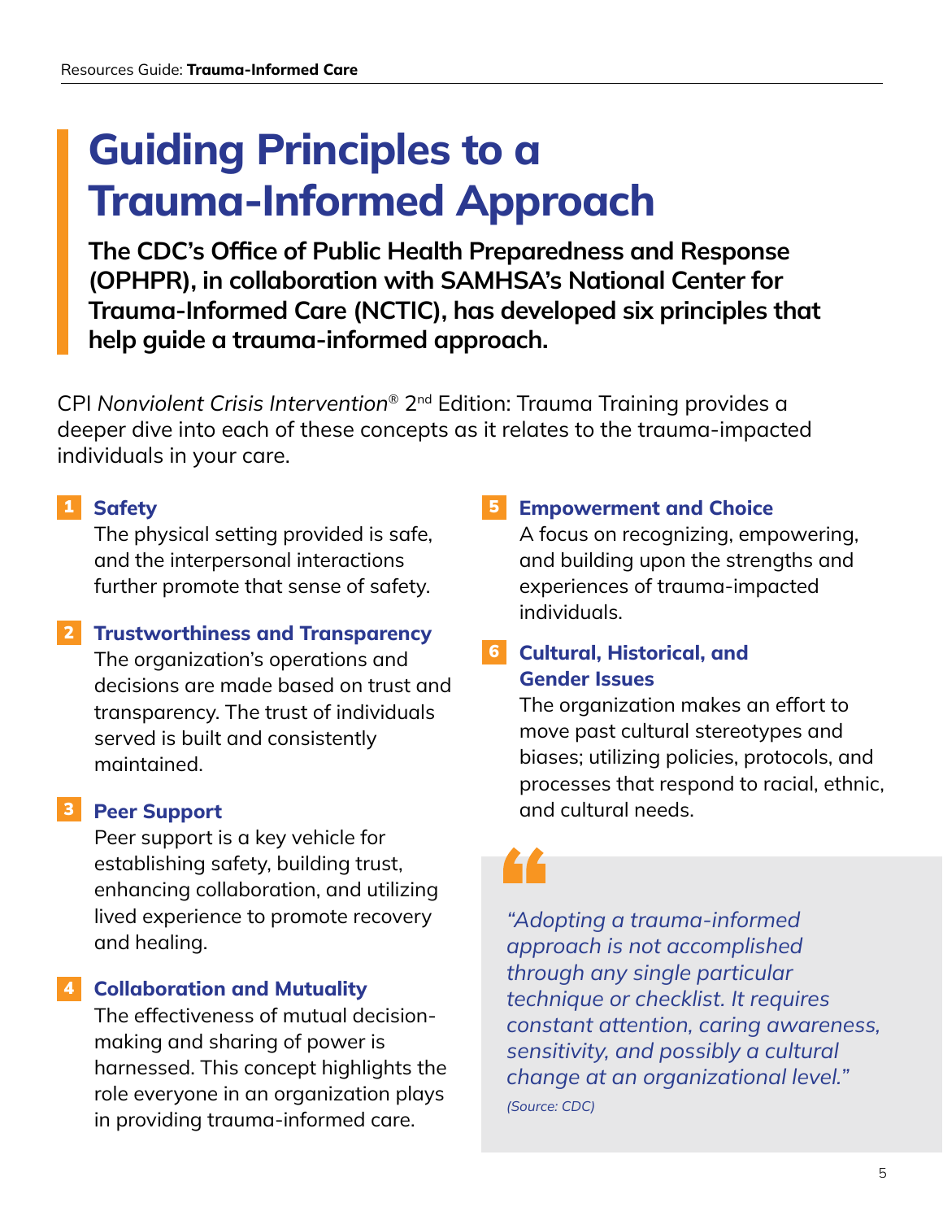# Guiding Principles to a Trauma-Informed Approach

**The CDC's Office of Public Health Preparedness and Response (OPHPR), in collaboration with SAMHSA's National Center for Trauma-Informed Care (NCTIC), has developed six principles that help guide a trauma-informed approach.**

CPI *Nonviolent Crisis Intervention*® 2nd Edition: Trauma Training provides a deeper dive into each of these concepts as it relates to the trauma-impacted individuals in your care.

**1 Safety**
The physical setting provided is safe, and the interpersonal interactions further promote that sense of safety.

**2 Trustworthiness and Transparency**
The organization's operations and decisions are made based on trust and transparency. The trust of individuals served is built and consistently maintained.

**3 Peer Support**
Peer support is a key vehicle for establishing safety, building trust, enhancing collaboration, and utilizing lived experience to promote recovery and healing.

**4 Collaboration and Mutuality**
The effectiveness of mutual decision-making and sharing of power is harnessed. This concept highlights the role everyone in an organization plays in providing trauma-informed care.

**5 Empowerment and Choice**
A focus on recognizing, empowering, and building upon the strengths and experiences of trauma-impacted individuals.

**6 Cultural, Historical, and Gender Issues**
The organization makes an effort to move past cultural stereotypes and biases; utilizing policies, protocols, and processes that respond to racial, ethnic, and cultural needs.

> *"Adopting a trauma-informed approach is not accomplished through any single particular technique or checklist. It requires constant attention, caring awareness, sensitivity, and possibly a cultural change at an organizational level."*
>
> *(Source: CDC)*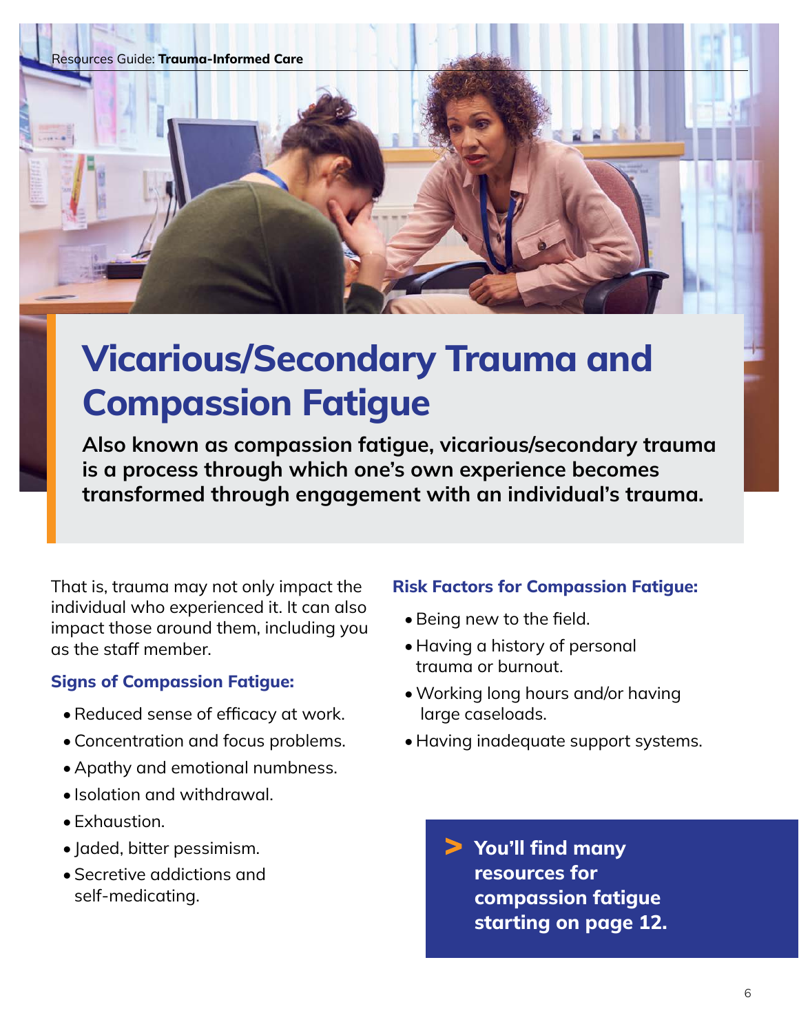# Vicarious/Secondary Trauma and Compassion Fatigue

**Also known as compassion fatigue, vicarious/secondary trauma is a process through which one's own experience becomes transformed through engagement with an individual's trauma.**

That is, trauma may not only impact the individual who experienced it. It can also impact those around them, including you as the staff member.

### Signs of Compassion Fatigue:

- Reduced sense of efficacy at work.
- Concentration and focus problems.
- Apathy and emotional numbness.
- Isolation and withdrawal.
- Exhaustion.
- Jaded, bitter pessimism.
- Secretive addictions and self-medicating.

### Risk Factors for Compassion Fatigue:

- Being new to the field.
- Having a history of personal trauma or burnout.
- Working long hours and/or having large caseloads.
- Having inadequate support systems.

> **You'll find many resources for compassion fatigue starting on page 12.**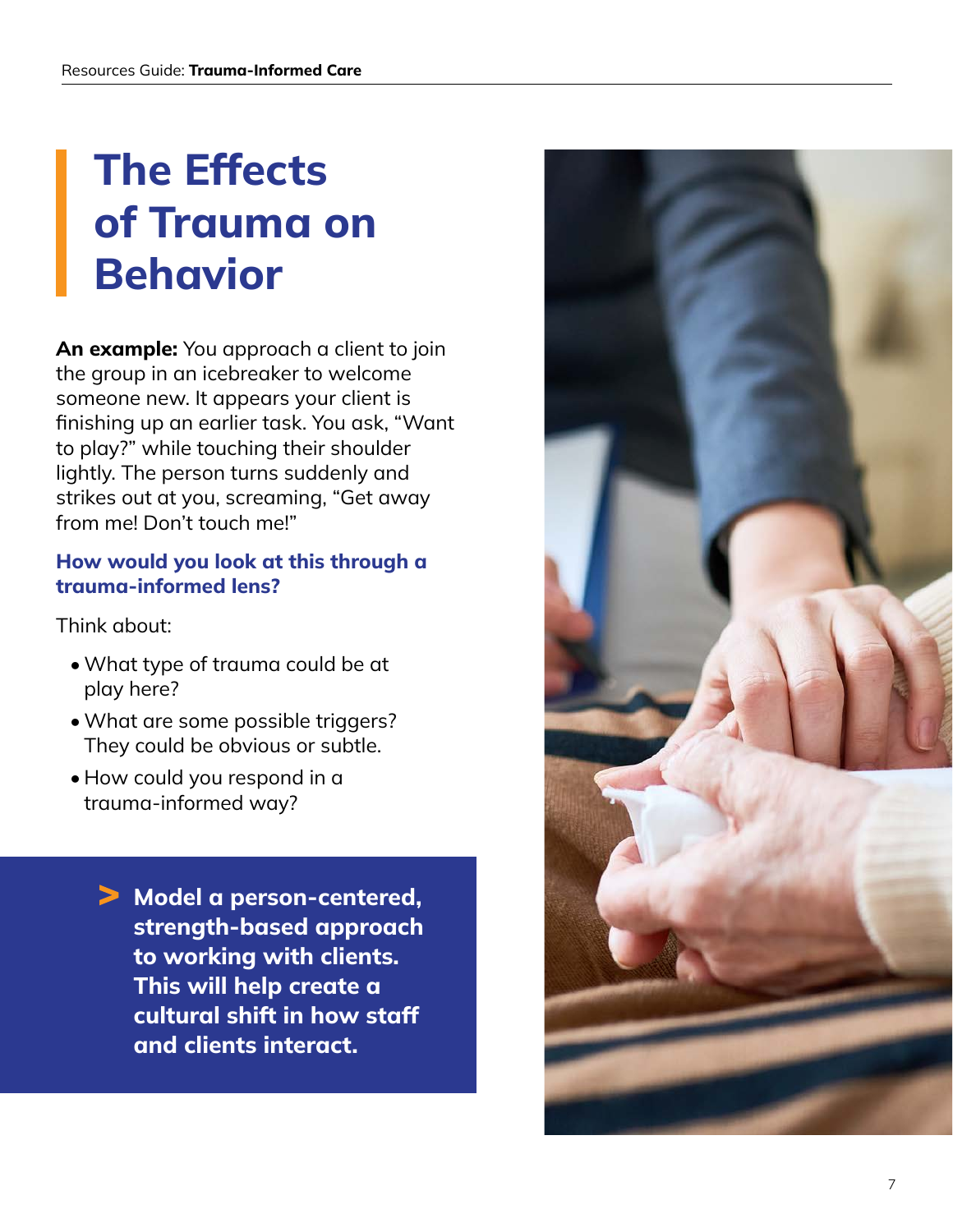# The Effects of Trauma on Behavior

**An example:** You approach a client to join the group in an icebreaker to welcome someone new. It appears your client is finishing up an earlier task. You ask, "Want to play?" while touching their shoulder lightly. The person turns suddenly and strikes out at you, screaming, "Get away from me! Don't touch me!"

### How would you look at this through a trauma-informed lens?

Think about:

- What type of trauma could be at play here?
- What are some possible triggers? They could be obvious or subtle.
- How could you respond in a trauma-informed way?

> **Model a person-centered, strength-based approach to working with clients. This will help create a cultural shift in how staff and clients interact.**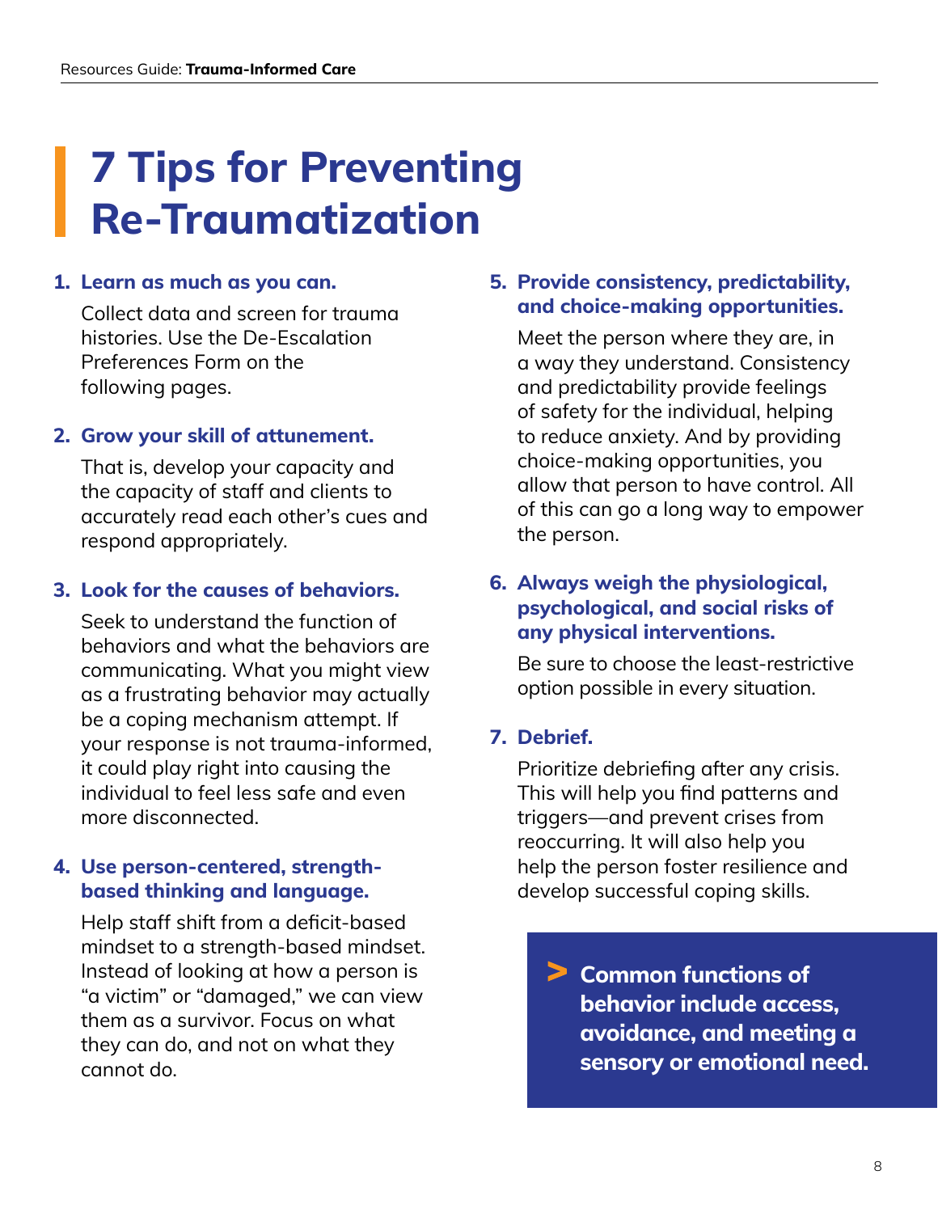# 7 Tips for Preventing Re-Traumatization

1. **Learn as much as you can.**

   Collect data and screen for trauma histories. Use the De-Escalation Preferences Form on the following pages.

2. **Grow your skill of attunement.**

   That is, develop your capacity and the capacity of staff and clients to accurately read each other's cues and respond appropriately.

3. **Look for the causes of behaviors.**

   Seek to understand the function of behaviors and what the behaviors are communicating. What you might view as a frustrating behavior may actually be a coping mechanism attempt. If your response is not trauma-informed, it could play right into causing the individual to feel less safe and even more disconnected.

4. **Use person-centered, strength-based thinking and language.**

   Help staff shift from a deficit-based mindset to a strength-based mindset. Instead of looking at how a person is "a victim" or "damaged," we can view them as a survivor. Focus on what they can do, and not on what they cannot do.

5. **Provide consistency, predictability, and choice-making opportunities.**

   Meet the person where they are, in a way they understand. Consistency and predictability provide feelings of safety for the individual, helping to reduce anxiety. And by providing choice-making opportunities, you allow that person to have control. All of this can go a long way to empower the person.

6. **Always weigh the physiological, psychological, and social risks of any physical interventions.**

   Be sure to choose the least-restrictive option possible in every situation.

7. **Debrief.**

   Prioritize debriefing after any crisis. This will help you find patterns and triggers—and prevent crises from reoccurring. It will also help you help the person foster resilience and develop successful coping skills.

> **Common functions of behavior include access, avoidance, and meeting a sensory or emotional need.**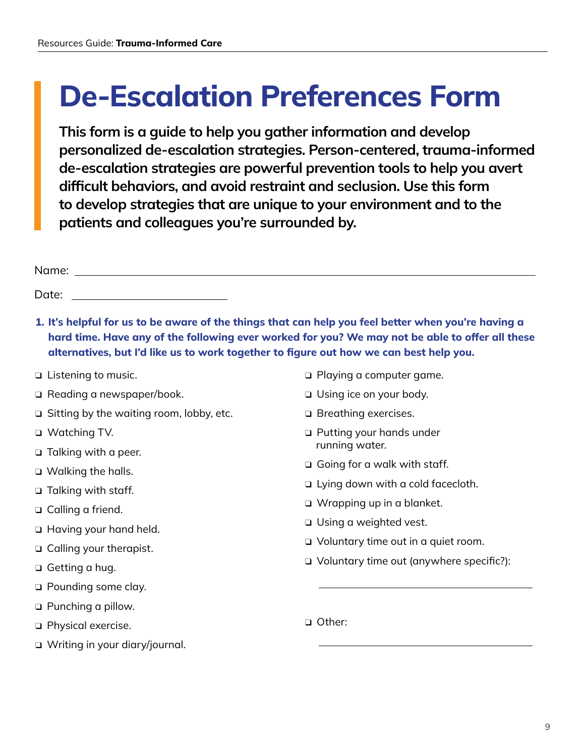# De-Escalation Preferences Form

**This form is a guide to help you gather information and develop personalized de-escalation strategies. Person-centered, trauma-informed de-escalation strategies are powerful prevention tools to help you avert difficult behaviors, and avoid restraint and seclusion. Use this form to develop strategies that are unique to your environment and to the patients and colleagues you're surrounded by.**

Name: ____________________________________________

Date: ____________________

**1. It's helpful for us to be aware of the things that can help you feel better when you're having a hard time. Have any of the following ever worked for you? We may not be able to offer all these alternatives, but I'd like us to work together to figure out how we can best help you.**

- ❑ Listening to music.
- ❑ Reading a newspaper/book.
- ❑ Sitting by the waiting room, lobby, etc.
- ❑ Watching TV.
- ❑ Talking with a peer.
- ❑ Walking the halls.
- ❑ Talking with staff.
- ❑ Calling a friend.
- ❑ Having your hand held.
- ❑ Calling your therapist.
- ❑ Getting a hug.
- ❑ Pounding some clay.
- ❑ Punching a pillow.
- ❑ Physical exercise.
- ❑ Writing in your diary/journal.
- ❑ Playing a computer game.
- ❑ Using ice on your body.
- ❑ Breathing exercises.
- ❑ Putting your hands under running water.
- ❑ Going for a walk with staff.
- ❑ Lying down with a cold facecloth.
- ❑ Wrapping up in a blanket.
- ❑ Using a weighted vest.
- ❑ Voluntary time out in a quiet room.
- ❑ Voluntary time out (anywhere specific?): ____________________
- ❑ Other: ____________________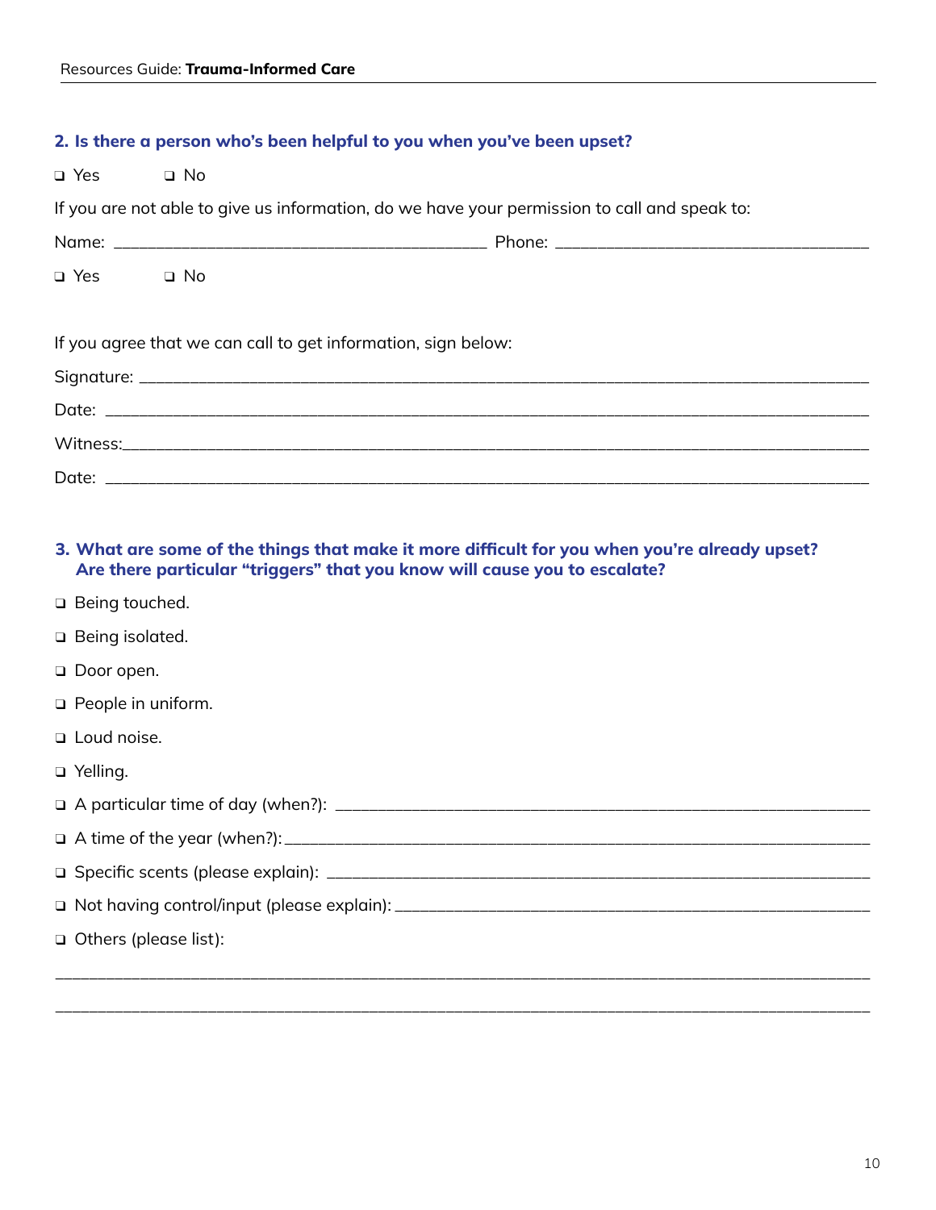**2. Is there a person who's been helpful to you when you've been upset?**

❑ Yes ❑ No

If you are not able to give us information, do we have your permission to call and speak to:

Name: ________________________________________ Phone: ________________________________

❑ Yes ❑ No

If you agree that we can call to get information, sign below:

Signature: ________________________________________________________________

Date: ________________________________________________________________

Witness:________________________________________________________________

Date: ________________________________________________________________

**3. What are some of the things that make it more difficult for you when you're already upset? Are there particular "triggers" that you know will cause you to escalate?**

❑ Being touched.

❑ Being isolated.

❑ Door open.

❑ People in uniform.

❑ Loud noise.

❑ Yelling.

❑ A particular time of day (when?): ________________________________________

❑ A time of the year (when?):________________________________________

❑ Specific scents (please explain): ________________________________________

❑ Not having control/input (please explain): ________________________________________

❑ Others (please list):

________________________________________________________________

________________________________________________________________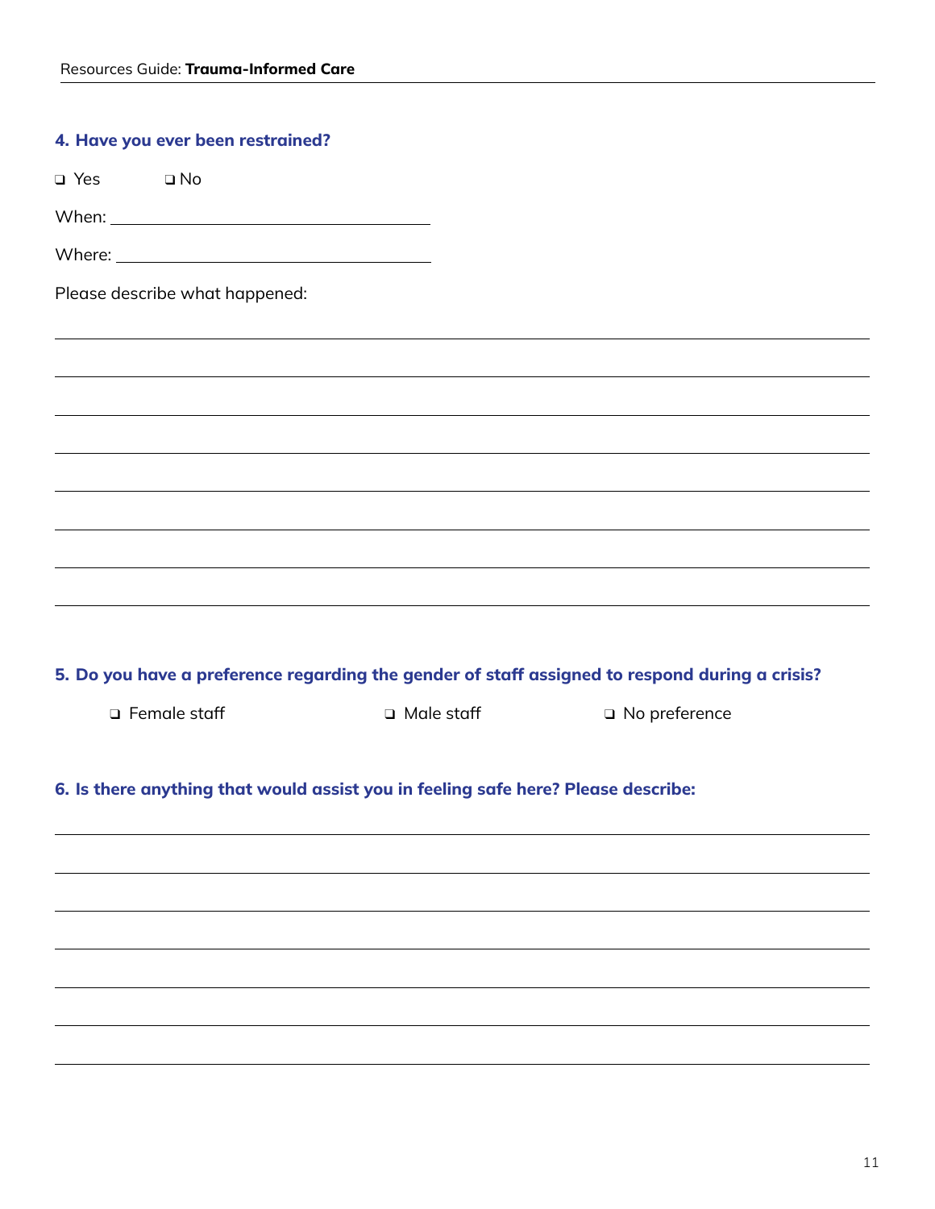**4. Have you ever been restrained?**

❑ Yes ❑ No

When: \_\_\_\_\_\_\_\_\_\_\_\_\_\_\_\_\_\_\_\_\_\_\_\_\_\_\_\_\_\_\_\_\_\_\_\_

Where: \_\_\_\_\_\_\_\_\_\_\_\_\_\_\_\_\_\_\_\_\_\_\_\_\_\_\_\_\_\_\_\_\_\_\_\_

Please describe what happened:

\_\_\_\_\_\_\_\_\_\_\_\_\_\_\_\_\_\_\_\_\_\_\_\_\_\_\_\_\_\_\_\_\_\_\_\_\_\_\_\_\_\_\_\_\_\_\_\_\_\_\_\_\_\_\_\_\_\_\_\_\_\_\_\_\_\_\_\_\_\_\_\_\_\_\_\_\_\_

\_\_\_\_\_\_\_\_\_\_\_\_\_\_\_\_\_\_\_\_\_\_\_\_\_\_\_\_\_\_\_\_\_\_\_\_\_\_\_\_\_\_\_\_\_\_\_\_\_\_\_\_\_\_\_\_\_\_\_\_\_\_\_\_\_\_\_\_\_\_\_\_\_\_\_\_\_\_

\_\_\_\_\_\_\_\_\_\_\_\_\_\_\_\_\_\_\_\_\_\_\_\_\_\_\_\_\_\_\_\_\_\_\_\_\_\_\_\_\_\_\_\_\_\_\_\_\_\_\_\_\_\_\_\_\_\_\_\_\_\_\_\_\_\_\_\_\_\_\_\_\_\_\_\_\_\_

\_\_\_\_\_\_\_\_\_\_\_\_\_\_\_\_\_\_\_\_\_\_\_\_\_\_\_\_\_\_\_\_\_\_\_\_\_\_\_\_\_\_\_\_\_\_\_\_\_\_\_\_\_\_\_\_\_\_\_\_\_\_\_\_\_\_\_\_\_\_\_\_\_\_\_\_\_\_

\_\_\_\_\_\_\_\_\_\_\_\_\_\_\_\_\_\_\_\_\_\_\_\_\_\_\_\_\_\_\_\_\_\_\_\_\_\_\_\_\_\_\_\_\_\_\_\_\_\_\_\_\_\_\_\_\_\_\_\_\_\_\_\_\_\_\_\_\_\_\_\_\_\_\_\_\_\_

\_\_\_\_\_\_\_\_\_\_\_\_\_\_\_\_\_\_\_\_\_\_\_\_\_\_\_\_\_\_\_\_\_\_\_\_\_\_\_\_\_\_\_\_\_\_\_\_\_\_\_\_\_\_\_\_\_\_\_\_\_\_\_\_\_\_\_\_\_\_\_\_\_\_\_\_\_\_

\_\_\_\_\_\_\_\_\_\_\_\_\_\_\_\_\_\_\_\_\_\_\_\_\_\_\_\_\_\_\_\_\_\_\_\_\_\_\_\_\_\_\_\_\_\_\_\_\_\_\_\_\_\_\_\_\_\_\_\_\_\_\_\_\_\_\_\_\_\_\_\_\_\_\_\_\_\_

\_\_\_\_\_\_\_\_\_\_\_\_\_\_\_\_\_\_\_\_\_\_\_\_\_\_\_\_\_\_\_\_\_\_\_\_\_\_\_\_\_\_\_\_\_\_\_\_\_\_\_\_\_\_\_\_\_\_\_\_\_\_\_\_\_\_\_\_\_\_\_\_\_\_\_\_\_\_

**5. Do you have a preference regarding the gender of staff assigned to respond during a crisis?**

❑ Female staff ❑ Male staff ❑ No preference

**6. Is there anything that would assist you in feeling safe here? Please describe:**

\_\_\_\_\_\_\_\_\_\_\_\_\_\_\_\_\_\_\_\_\_\_\_\_\_\_\_\_\_\_\_\_\_\_\_\_\_\_\_\_\_\_\_\_\_\_\_\_\_\_\_\_\_\_\_\_\_\_\_\_\_\_\_\_\_\_\_\_\_\_\_\_\_\_\_\_\_\_

\_\_\_\_\_\_\_\_\_\_\_\_\_\_\_\_\_\_\_\_\_\_\_\_\_\_\_\_\_\_\_\_\_\_\_\_\_\_\_\_\_\_\_\_\_\_\_\_\_\_\_\_\_\_\_\_\_\_\_\_\_\_\_\_\_\_\_\_\_\_\_\_\_\_\_\_\_\_

\_\_\_\_\_\_\_\_\_\_\_\_\_\_\_\_\_\_\_\_\_\_\_\_\_\_\_\_\_\_\_\_\_\_\_\_\_\_\_\_\_\_\_\_\_\_\_\_\_\_\_\_\_\_\_\_\_\_\_\_\_\_\_\_\_\_\_\_\_\_\_\_\_\_\_\_\_\_

\_\_\_\_\_\_\_\_\_\_\_\_\_\_\_\_\_\_\_\_\_\_\_\_\_\_\_\_\_\_\_\_\_\_\_\_\_\_\_\_\_\_\_\_\_\_\_\_\_\_\_\_\_\_\_\_\_\_\_\_\_\_\_\_\_\_\_\_\_\_\_\_\_\_\_\_\_\_

\_\_\_\_\_\_\_\_\_\_\_\_\_\_\_\_\_\_\_\_\_\_\_\_\_\_\_\_\_\_\_\_\_\_\_\_\_\_\_\_\_\_\_\_\_\_\_\_\_\_\_\_\_\_\_\_\_\_\_\_\_\_\_\_\_\_\_\_\_\_\_\_\_\_\_\_\_\_

\_\_\_\_\_\_\_\_\_\_\_\_\_\_\_\_\_\_\_\_\_\_\_\_\_\_\_\_\_\_\_\_\_\_\_\_\_\_\_\_\_\_\_\_\_\_\_\_\_\_\_\_\_\_\_\_\_\_\_\_\_\_\_\_\_\_\_\_\_\_\_\_\_\_\_\_\_\_

\_\_\_\_\_\_\_\_\_\_\_\_\_\_\_\_\_\_\_\_\_\_\_\_\_\_\_\_\_\_\_\_\_\_\_\_\_\_\_\_\_\_\_\_\_\_\_\_\_\_\_\_\_\_\_\_\_\_\_\_\_\_\_\_\_\_\_\_\_\_\_\_\_\_\_\_\_\_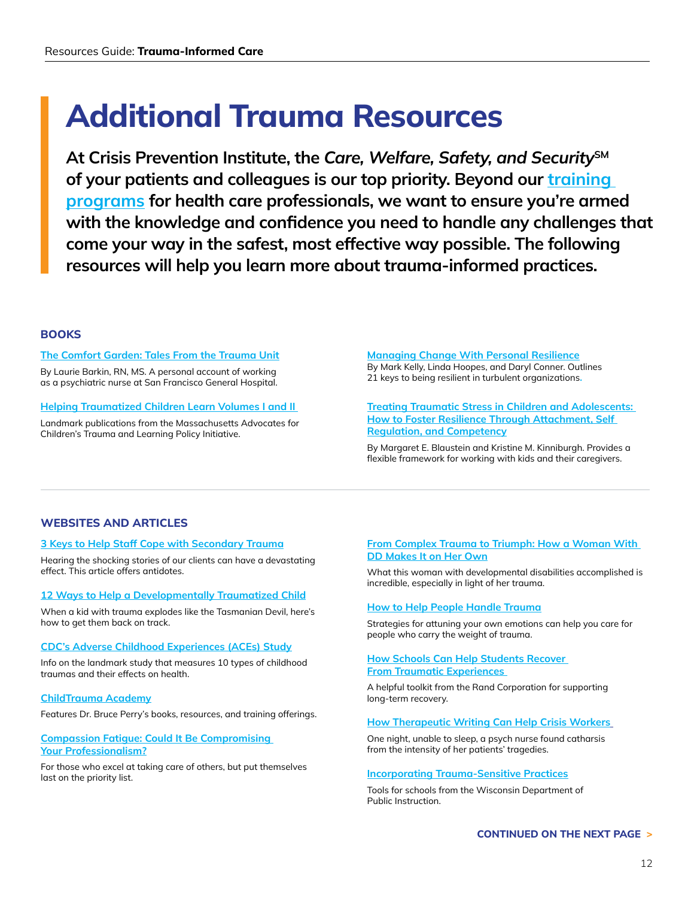# Additional Trauma Resources

**At Crisis Prevention Institute, the *Care, Welfare, Safety, and Security*SM of your patients and colleagues is our top priority. Beyond our training programs for health care professionals, we want to ensure you're armed with the knowledge and confidence you need to handle any challenges that come your way in the safest, most effective way possible. The following resources will help you learn more about trauma-informed practices.**

## BOOKS

**The Comfort Garden: Tales From the Trauma Unit**

By Laurie Barkin, RN, MS. A personal account of working as a psychiatric nurse at San Francisco General Hospital.

**Helping Traumatized Children Learn Volumes I and II**

Landmark publications from the Massachusetts Advocates for Children's Trauma and Learning Policy Initiative.

**Managing Change With Personal Resilience**

By Mark Kelly, Linda Hoopes, and Daryl Conner. Outlines 21 keys to being resilient in turbulent organizations.

**Treating Traumatic Stress in Children and Adolescents: How to Foster Resilience Through Attachment, Self Regulation, and Competency**

By Margaret E. Blaustein and Kristine M. Kinniburgh. Provides a flexible framework for working with kids and their caregivers.

## WEBSITES AND ARTICLES

**3 Keys to Help Staff Cope with Secondary Trauma**

Hearing the shocking stories of our clients can have a devastating effect. This article offers antidotes.

**12 Ways to Help a Developmentally Traumatized Child**

When a kid with trauma explodes like the Tasmanian Devil, here's how to get them back on track.

**CDC's Adverse Childhood Experiences (ACEs) Study**

Info on the landmark study that measures 10 types of childhood traumas and their effects on health.

**ChildTrauma Academy**

Features Dr. Bruce Perry's books, resources, and training offerings.

**Compassion Fatigue: Could It Be Compromising Your Professionalism?**

For those who excel at taking care of others, but put themselves last on the priority list.

**From Complex Trauma to Triumph: How a Woman With DD Makes It on Her Own**

What this woman with developmental disabilities accomplished is incredible, especially in light of her trauma.

**How to Help People Handle Trauma**

Strategies for attuning your own emotions can help you care for people who carry the weight of trauma.

**How Schools Can Help Students Recover From Traumatic Experiences**

A helpful toolkit from the Rand Corporation for supporting long-term recovery.

**How Therapeutic Writing Can Help Crisis Workers**

One night, unable to sleep, a psych nurse found catharsis from the intensity of her patients' tragedies.

**Incorporating Trauma-Sensitive Practices**

Tools for schools from the Wisconsin Department of Public Instruction.

**CONTINUED ON THE NEXT PAGE >**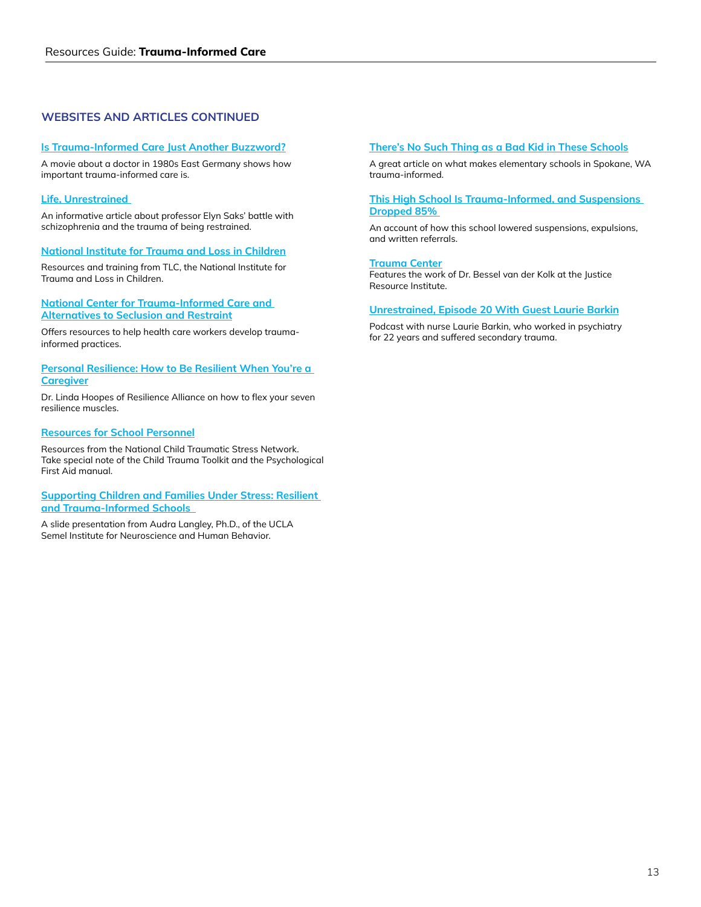## WEBSITES AND ARTICLES CONTINUED

**Is Trauma-Informed Care Just Another Buzzword?**

A movie about a doctor in 1980s East Germany shows how important trauma-informed care is.

**Life, Unrestrained**

An informative article about professor Elyn Saks' battle with schizophrenia and the trauma of being restrained.

**National Institute for Trauma and Loss in Children**

Resources and training from TLC, the National Institute for Trauma and Loss in Children.

**National Center for Trauma-Informed Care and Alternatives to Seclusion and Restraint**

Offers resources to help health care workers develop trauma-informed practices.

**Personal Resilience: How to Be Resilient When You're a Caregiver**

Dr. Linda Hoopes of Resilience Alliance on how to flex your seven resilience muscles.

**Resources for School Personnel**

Resources from the National Child Traumatic Stress Network. Take special note of the Child Trauma Toolkit and the Psychological First Aid manual.

**Supporting Children and Families Under Stress: Resilient and Trauma-Informed Schools**

A slide presentation from Audra Langley, Ph.D., of the UCLA Semel Institute for Neuroscience and Human Behavior.

**There's No Such Thing as a Bad Kid in These Schools**

A great article on what makes elementary schools in Spokane, WA trauma-informed.

**This High School Is Trauma-Informed, and Suspensions Dropped 85%**

An account of how this school lowered suspensions, expulsions, and written referrals.

**Trauma Center**

Features the work of Dr. Bessel van der Kolk at the Justice Resource Institute.

**Unrestrained, Episode 20 With Guest Laurie Barkin**

Podcast with nurse Laurie Barkin, who worked in psychiatry for 22 years and suffered secondary trauma.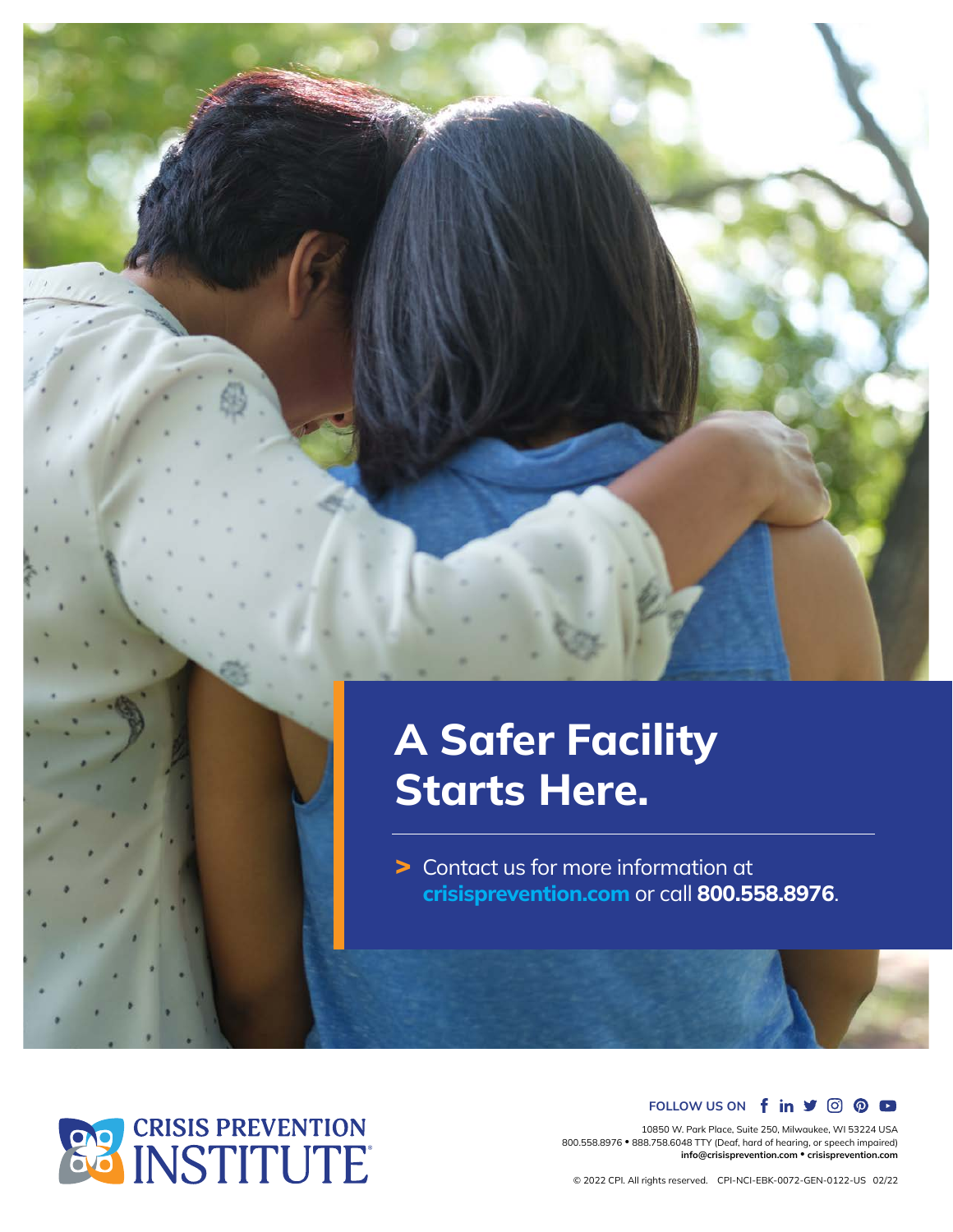# A Safer Facility Starts Here.

> Contact us for more information at **crisisprevention.com** or call **800.558.8976**.

CRISIS PREVENTION INSTITUTE

FOLLOW US ON

10850 W. Park Place, Suite 250, Milwaukee, WI 53224 USA
800.558.8976 • 888.758.6048 TTY (Deaf, hard of hearing, or speech impaired)
**info@crisisprevention.com • crisisprevention.com**

© 2022 CPI. All rights reserved. CPI-NCI-EBK-0072-GEN-0122-US 02/22